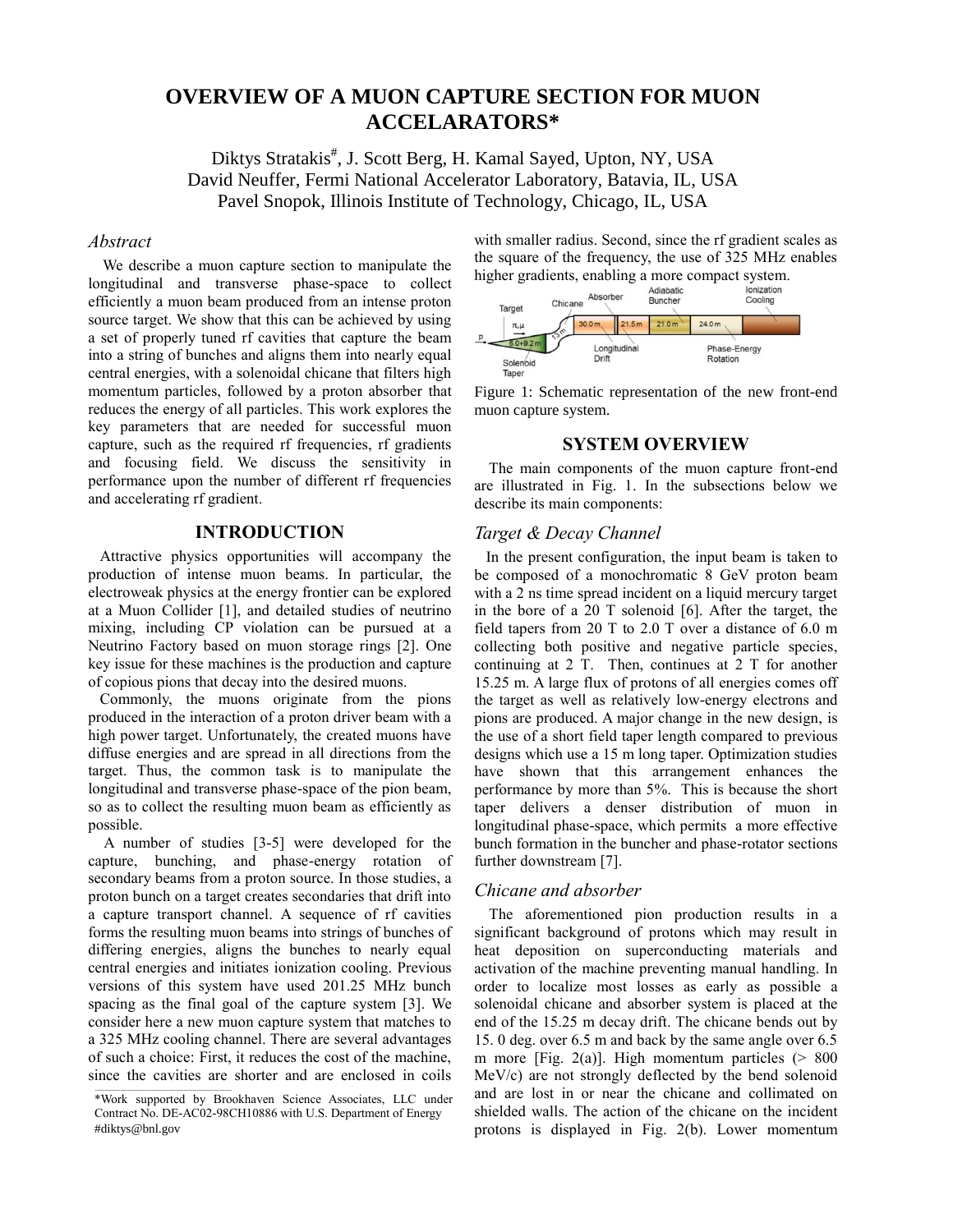# OVERVIEW OF A MUON CAPTURE SECTION FOR MUON ACCELARATORS*

Diktys Stratakis#, J. Scott Berg, H. Kamal Sayed, Upton, NY, USA
David Neuffer, Fermi National Accelerator Laboratory, Batavia, IL, USA
Pavel Snopok, Illinois Institute of Technology, Chicago, IL, USA

## *Abstract*

We describe a muon capture section to manipulate the longitudinal and transverse phase-space to collect efficiently a muon beam produced from an intense proton source target. We show that this can be achieved by using a set of properly tuned rf cavities that capture the beam into a string of bunches and aligns them into nearly equal central energies, with a solenoidal chicane that filters high momentum particles, followed by a proton absorber that reduces the energy of all particles. This work explores the key parameters that are needed for successful muon capture, such as the required rf frequencies, rf gradients and focusing field. We discuss the sensitivity in performance upon the number of different rf frequencies and accelerating rf gradient.

## INTRODUCTION

Attractive physics opportunities will accompany the production of intense muon beams. In particular, the electroweak physics at the energy frontier can be explored at a Muon Collider [1], and detailed studies of neutrino mixing, including CP violation can be pursued at a Neutrino Factory based on muon storage rings [2]. One key issue for these machines is the production and capture of copious pions that decay into the desired muons.

Commonly, the muons originate from the pions produced in the interaction of a proton driver beam with a high power target. Unfortunately, the created muons have diffuse energies and are spread in all directions from the target. Thus, the common task is to manipulate the longitudinal and transverse phase-space of the pion beam, so as to collect the resulting muon beam as efficiently as possible.

A number of studies [3-5] were developed for the capture, bunching, and phase-energy rotation of secondary beams from a proton source. In those studies, a proton bunch on a target creates secondaries that drift into a capture transport channel. A sequence of rf cavities forms the resulting muon beams into strings of bunches of differing energies, aligns the bunches to nearly equal central energies and initiates ionization cooling. Previous versions of this system have used 201.25 MHz bunch spacing as the final goal of the capture system [3]. We consider here a new muon capture system that matches to a 325 MHz cooling channel. There are several advantages of such a choice: First, it reduces the cost of the machine, since the cavities are shorter and are enclosed in coils with smaller radius. Second, since the rf gradient scales as the square of the frequency, the use of 325 MHz enables higher gradients, enabling a more compact system.

Figure 1: Schematic representation of the new front-end muon capture system.

## SYSTEM OVERVIEW

The main components of the muon capture front-end are illustrated in Fig. 1. In the subsections below we describe its main components:

### *Target & Decay Channel*

In the present configuration, the input beam is taken to be composed of a monochromatic 8 GeV proton beam with a 2 ns time spread incident on a liquid mercury target in the bore of a 20 T solenoid [6]. After the target, the field tapers from 20 T to 2.0 T over a distance of 6.0 m collecting both positive and negative particle species, continuing at 2 T. Then, continues at 2 T for another 15.25 m. A large flux of protons of all energies comes off the target as well as relatively low-energy electrons and pions are produced. A major change in the new design, is the use of a short field taper length compared to previous designs which use a 15 m long taper. Optimization studies have shown that this arrangement enhances the performance by more than 5%. This is because the short taper delivers a denser distribution of muon in longitudinal phase-space, which permits a more effective bunch formation in the buncher and phase-rotator sections further downstream [7].

### *Chicane and absorber*

The aforementioned pion production results in a significant background of protons which may result in heat deposition on superconducting materials and activation of the machine preventing manual handling. In order to localize most losses as early as possible a solenoidal chicane and absorber system is placed at the end of the 15.25 m decay drift. The chicane bends out by 15. 0 deg. over 6.5 m and back by the same angle over 6.5 m more [Fig. 2(a)]. High momentum particles (> 800 MeV/c) are not strongly deflected by the bend solenoid and are lost in or near the chicane and collimated on shielded walls. The action of the chicane on the incident protons is displayed in Fig. 2(b). Lower momentum

*Work supported by Brookhaven Science Associates, LLC under Contract No. DE-AC02-98CH10886 with U.S. Department of Energy
#diktys@bnl.gov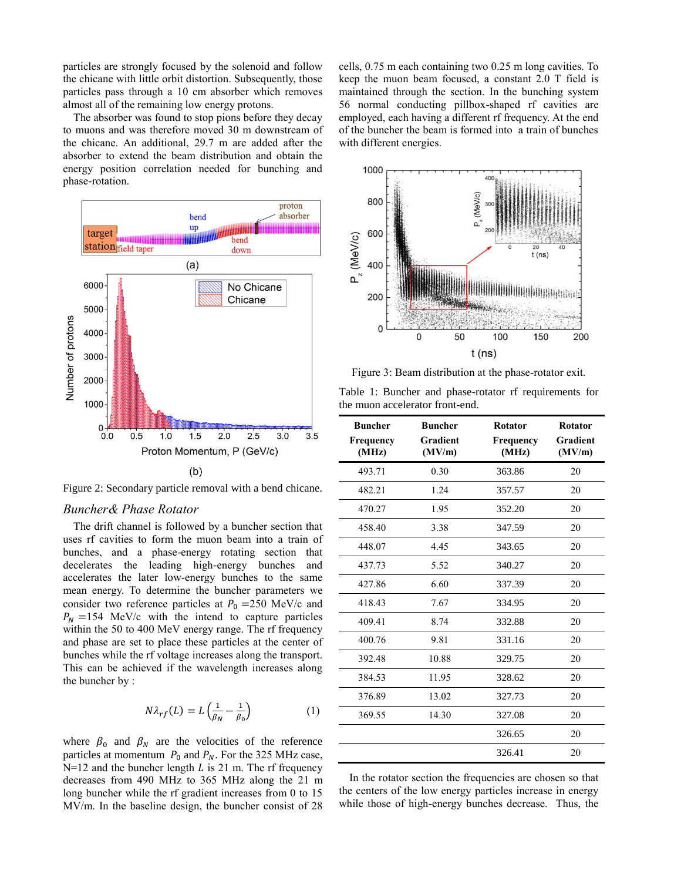particles are strongly focused by the solenoid and follow the chicane with little orbit distortion. Subsequently, those particles pass through a 10 cm absorber which removes almost all of the remaining low energy protons.

The absorber was found to stop pions before they decay to muons and was therefore moved 30 m downstream of the chicane. An additional, 29.7 m are added after the absorber to extend the beam distribution and obtain the energy position correlation needed for bunching and phase-rotation.

Figure 2: Secondary particle removal with a bend chicane.

## *Buncher& Phase Rotator*

The drift channel is followed by a buncher section that uses rf cavities to form the muon beam into a train of bunches, and a phase-energy rotating section that decelerates the leading high-energy bunches and accelerates the later low-energy bunches to the same mean energy. To determine the buncher parameters we consider two reference particles at $P_0$ =250 MeV/c and $P_N$ =154 MeV/c with the intend to capture particles within the 50 to 400 MeV energy range. The rf frequency and phase are set to place these particles at the center of bunches while the rf voltage increases along the transport. This can be achieved if the wavelength increases along the buncher by :

$$N\lambda_{rf}(L) = L\left(\frac{1}{\beta_N} - \frac{1}{\beta_0}\right) \quad (1)$$

where $\beta_0$ and $\beta_N$ are the velocities of the reference particles at momentum $P_0$ and $P_N$. For the 325 MHz case, N=12 and the buncher length $L$ is 21 m. The rf frequency decreases from 490 MHz to 365 MHz along the 21 m long buncher while the rf gradient increases from 0 to 15 MV/m. In the baseline design, the buncher consist of 28 cells, 0.75 m each containing two 0.25 m long cavities. To keep the muon beam focused, a constant 2.0 T field is maintained through the section. In the bunching system 56 normal conducting pillbox-shaped rf cavities are employed, each having a different rf frequency. At the end of the buncher the beam is formed into a train of bunches with different energies.

Figure 3: Beam distribution at the phase-rotator exit.

Table 1: Buncher and phase-rotator rf requirements for the muon accelerator front-end.

| Buncher Frequency (MHz) | Buncher Gradient (MV/m) | Rotator Frequency (MHz) | Rotator Gradient (MV/m) |
|---|---|---|---|
| 493.71 | 0.30 | 363.86 | 20 |
| 482.21 | 1.24 | 357.57 | 20 |
| 470.27 | 1.95 | 352.20 | 20 |
| 458.40 | 3.38 | 347.59 | 20 |
| 448.07 | 4.45 | 343.65 | 20 |
| 437.73 | 5.52 | 340.27 | 20 |
| 427.86 | 6.60 | 337.39 | 20 |
| 418.43 | 7.67 | 334.95 | 20 |
| 409.41 | 8.74 | 332.88 | 20 |
| 400.76 | 9.81 | 331.16 | 20 |
| 392.48 | 10.88 | 329.75 | 20 |
| 384.53 | 11.95 | 328.62 | 20 |
| 376.89 | 13.02 | 327.73 | 20 |
| 369.55 | 14.30 | 327.08 | 20 |
| | | 326.65 | 20 |
| | | 326.41 | 20 |

In the rotator section the frequencies are chosen so that the centers of the low energy particles increase in energy while those of high-energy bunches decrease. Thus, the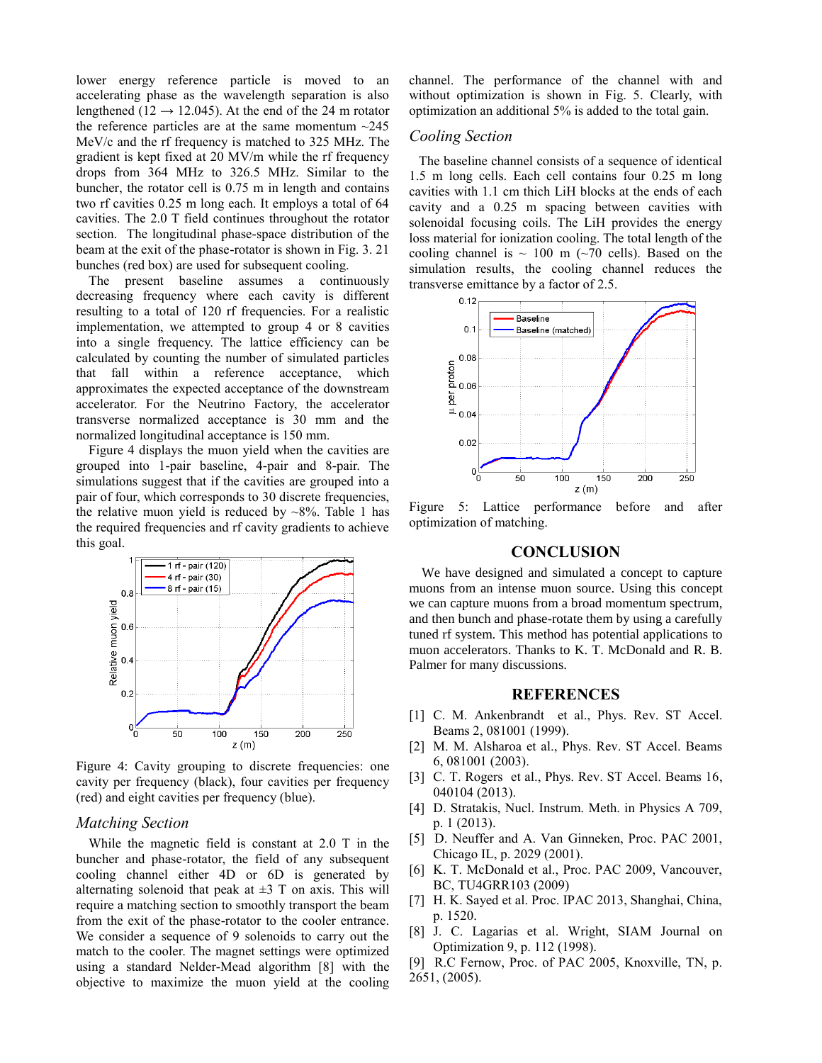lower energy reference particle is moved to an accelerating phase as the wavelength separation is also lengthened ($12 \rightarrow 12.045$). At the end of the 24 m rotator the reference particles are at the same momentum ~245 MeV/c and the rf frequency is matched to 325 MHz. The gradient is kept fixed at 20 MV/m while the rf frequency drops from 364 MHz to 326.5 MHz. Similar to the buncher, the rotator cell is 0.75 m in length and contains two rf cavities 0.25 m long each. It employs a total of 64 cavities. The 2.0 T field continues throughout the rotator section. The longitudinal phase-space distribution of the beam at the exit of the phase-rotator is shown in Fig. 3. 21 bunches (red box) are used for subsequent cooling.

The present baseline assumes a continuously decreasing frequency where each cavity is different resulting to a total of 120 rf frequencies. For a realistic implementation, we attempted to group 4 or 8 cavities into a single frequency. The lattice efficiency can be calculated by counting the number of simulated particles that fall within a reference acceptance, which approximates the expected acceptance of the downstream accelerator. For the Neutrino Factory, the accelerator transverse normalized acceptance is 30 mm and the normalized longitudinal acceptance is 150 mm.

Figure 4 displays the muon yield when the cavities are grouped into 1-pair baseline, 4-pair and 8-pair. The simulations suggest that if the cavities are grouped into a pair of four, which corresponds to 30 discrete frequencies, the relative muon yield is reduced by ~8%. Table 1 has the required frequencies and rf cavity gradients to achieve this goal.

1 rf - pair (120)
4 rf - pair (30)
8 rf - pair (15)
Relative muon yield
z (m)

Figure 4: Cavity grouping to discrete frequencies: one cavity per frequency (black), four cavities per frequency (red) and eight cavities per frequency (blue).

### *Matching Section*

While the magnetic field is constant at 2.0 T in the buncher and phase-rotator, the field of any subsequent cooling channel either 4D or 6D is generated by alternating solenoid that peak at ±3 T on axis. This will require a matching section to smoothly transport the beam from the exit of the phase-rotator to the cooler entrance. We consider a sequence of 9 solenoids to carry out the match to the cooler. The magnet settings were optimized using a standard Nelder-Mead algorithm [8] with the objective to maximize the muon yield at the cooling channel. The performance of the channel with and without optimization is shown in Fig. 5. Clearly, with optimization an additional 5% is added to the total gain.

### *Cooling Section*

The baseline channel consists of a sequence of identical 1.5 m long cells. Each cell contains four 0.25 m long cavities with 1.1 cm thich LiH blocks at the ends of each cavity and a 0.25 m spacing between cavities with solenoidal focusing coils. The LiH provides the energy loss material for ionization cooling. The total length of the cooling channel is ~ 100 m (~70 cells). Based on the simulation results, the cooling channel reduces the transverse emittance by a factor of 2.5.

Baseline
Baseline (matched)
μ per proton
z (m)

Figure 5: Lattice performance before and after optimization of matching.

## CONCLUSION

We have designed and simulated a concept to capture muons from an intense muon source. Using this concept we can capture muons from a broad momentum spectrum, and then bunch and phase-rotate them by using a carefully tuned rf system. This method has potential applications to muon accelerators. Thanks to K. T. McDonald and R. B. Palmer for many discussions.

## REFERENCES

[1] C. M. Ankenbrandt et al., Phys. Rev. ST Accel. Beams 2, 081001 (1999).

[2] M. M. Alsharoa et al., Phys. Rev. ST Accel. Beams 6, 081001 (2003).

[3] C. T. Rogers et al., Phys. Rev. ST Accel. Beams 16, 040104 (2013).

[4] D. Stratakis, Nucl. Instrum. Meth. in Physics A 709, p. 1 (2013).

[5] D. Neuffer and A. Van Ginneken, Proc. PAC 2001, Chicago IL, p. 2029 (2001).

[6] K. T. McDonald et al., Proc. PAC 2009, Vancouver, BC, TU4GRR103 (2009)

[7] H. K. Sayed et al. Proc. IPAC 2013, Shanghai, China, p. 1520.

[8] J. C. Lagarias et al. Wright, SIAM Journal on Optimization 9, p. 112 (1998).

[9] R.C Fernow, Proc. of PAC 2005, Knoxville, TN, p. 2651, (2005).